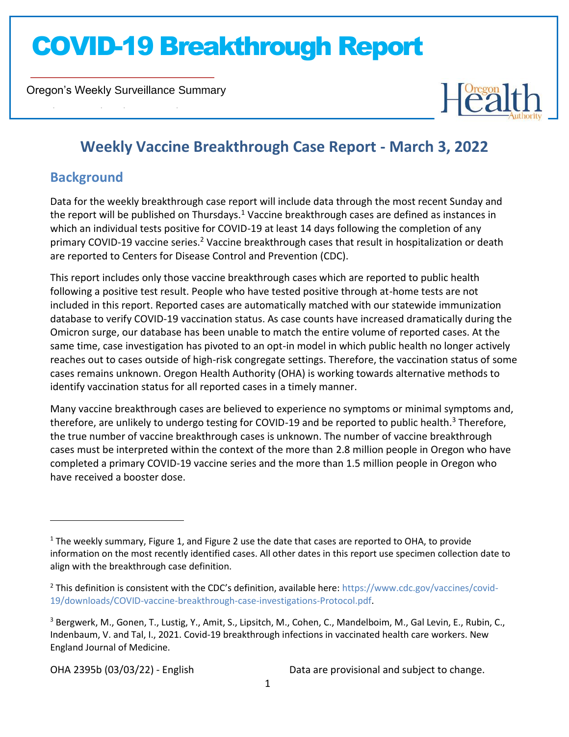# COVID-19 Breakthrough Report

Oregon's Weekly Surveillance Summary

## Weekly Vaccine Breakthrough Case Report - March 3, 2022

### Background

Data for the weekly breakthrough case report will include data through the most recent Sunday and the report will be published on Thursdays.[1] Vaccine breakthrough cases are defined as instances in which an individual tests positive for COVID-19 at least 14 days following the completion of any primary COVID-19 vaccine series.[2] Vaccine breakthrough cases that result in hospitalization or death are reported to Centers for Disease Control and Prevention (CDC).

This report includes only those vaccine breakthrough cases which are reported to public health following a positive test result. People who have tested positive through at-home tests are not included in this report. Reported cases are automatically matched with our statewide immunization database to verify COVID-19 vaccination status. As case counts have increased dramatically during the Omicron surge, our database has been unable to match the entire volume of reported cases. At the same time, case investigation has pivoted to an opt-in model in which public health no longer actively reaches out to cases outside of high-risk congregate settings. Therefore, the vaccination status of some cases remains unknown. Oregon Health Authority (OHA) is working towards alternative methods to identify vaccination status for all reported cases in a timely manner.

Many vaccine breakthrough cases are believed to experience no symptoms or minimal symptoms and, therefore, are unlikely to undergo testing for COVID-19 and be reported to public health.[3] Therefore, the true number of vaccine breakthrough cases is unknown. The number of vaccine breakthrough cases must be interpreted within the context of the more than 2.8 million people in Oregon who have completed a primary COVID-19 vaccine series and the more than 1.5 million people in Oregon who have received a booster dose.

---

[1] The weekly summary, Figure 1, and Figure 2 use the date that cases are reported to OHA, to provide information on the most recently identified cases. All other dates in this report use specimen collection date to align with the breakthrough case definition.

[2] This definition is consistent with the CDC's definition, available here: https://www.cdc.gov/vaccines/covid-19/downloads/COVID-vaccine-breakthrough-case-investigations-Protocol.pdf.

[3] Bergwerk, M., Gonen, T., Lustig, Y., Amit, S., Lipsitch, M., Cohen, C., Mandelboim, M., Gal Levin, E., Rubin, C., Indenbaum, V. and Tal, I., 2021. Covid-19 breakthrough infections in vaccinated health care workers. New England Journal of Medicine.

OHA 2395b (03/03/22) - English

Data are provisional and subject to change.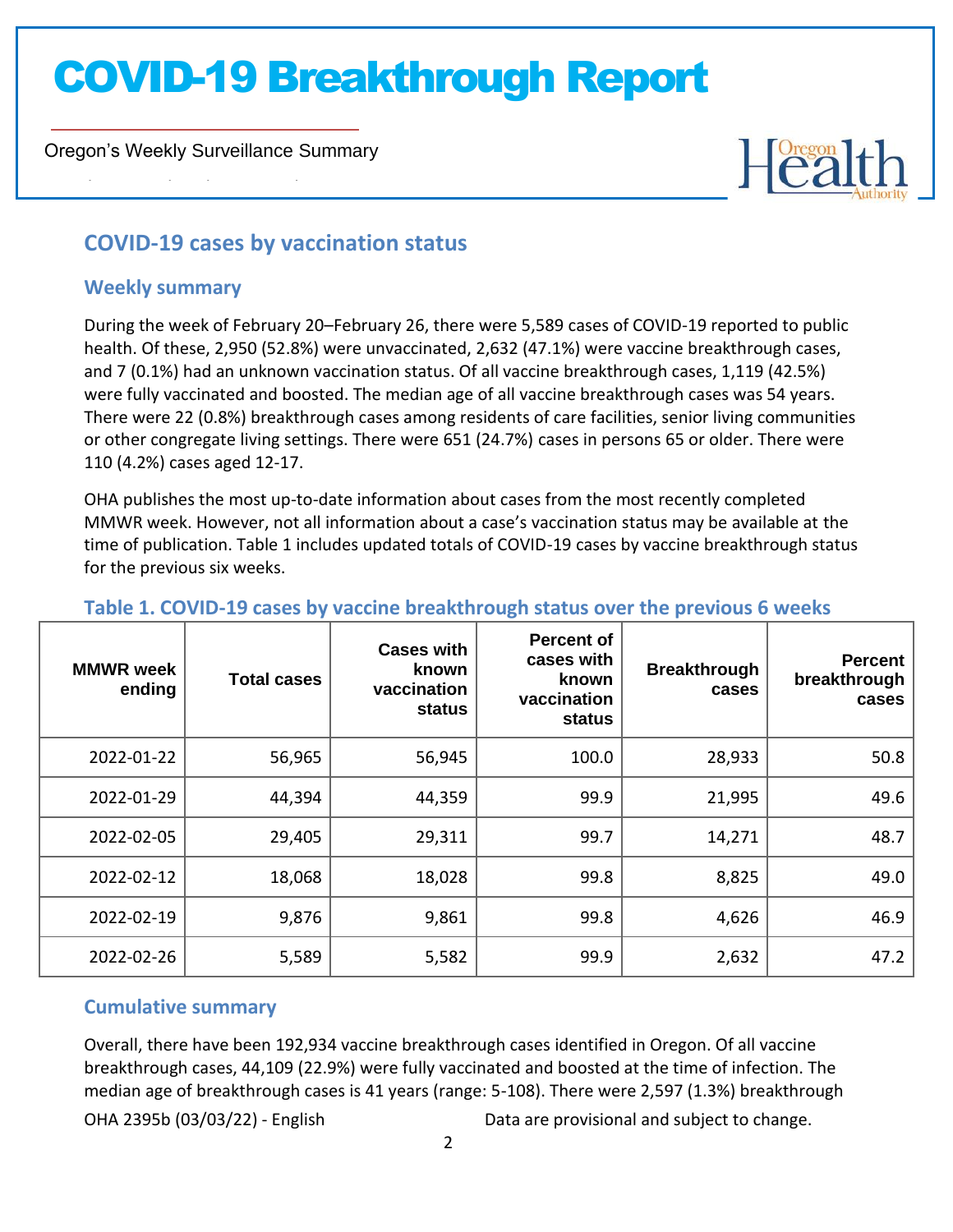# COVID-19 Breakthrough Report

Oregon's Weekly Surveillance Summary

## COVID-19 cases by vaccination status

### Weekly summary

During the week of February 20–February 26, there were 5,589 cases of COVID-19 reported to public health. Of these, 2,950 (52.8%) were unvaccinated, 2,632 (47.1%) were vaccine breakthrough cases, and 7 (0.1%) had an unknown vaccination status. Of all vaccine breakthrough cases, 1,119 (42.5%) were fully vaccinated and boosted. The median age of all vaccine breakthrough cases was 54 years. There were 22 (0.8%) breakthrough cases among residents of care facilities, senior living communities or other congregate living settings. There were 651 (24.7%) cases in persons 65 or older. There were 110 (4.2%) cases aged 12-17.

OHA publishes the most up-to-date information about cases from the most recently completed MMWR week. However, not all information about a case's vaccination status may be available at the time of publication. Table 1 includes updated totals of COVID-19 cases by vaccine breakthrough status for the previous six weeks.

### Table 1. COVID-19 cases by vaccine breakthrough status over the previous 6 weeks

| MMWR week ending | Total cases | Cases with known vaccination status | Percent of cases with known vaccination status | Breakthrough cases | Percent breakthrough cases |
|---|---|---|---|---|---|
| 2022-01-22 | 56,965 | 56,945 | 100.0 | 28,933 | 50.8 |
| 2022-01-29 | 44,394 | 44,359 | 99.9 | 21,995 | 49.6 |
| 2022-02-05 | 29,405 | 29,311 | 99.7 | 14,271 | 48.7 |
| 2022-02-12 | 18,068 | 18,028 | 99.8 | 8,825 | 49.0 |
| 2022-02-19 | 9,876 | 9,861 | 99.8 | 4,626 | 46.9 |
| 2022-02-26 | 5,589 | 5,582 | 99.9 | 2,632 | 47.2 |

### Cumulative summary

Overall, there have been 192,934 vaccine breakthrough cases identified in Oregon. Of all vaccine breakthrough cases, 44,109 (22.9%) were fully vaccinated and boosted at the time of infection. The median age of breakthrough cases is 41 years (range: 5-108). There were 2,597 (1.3%) breakthrough

OHA 2395b (03/03/22) - English Data are provisional and subject to change.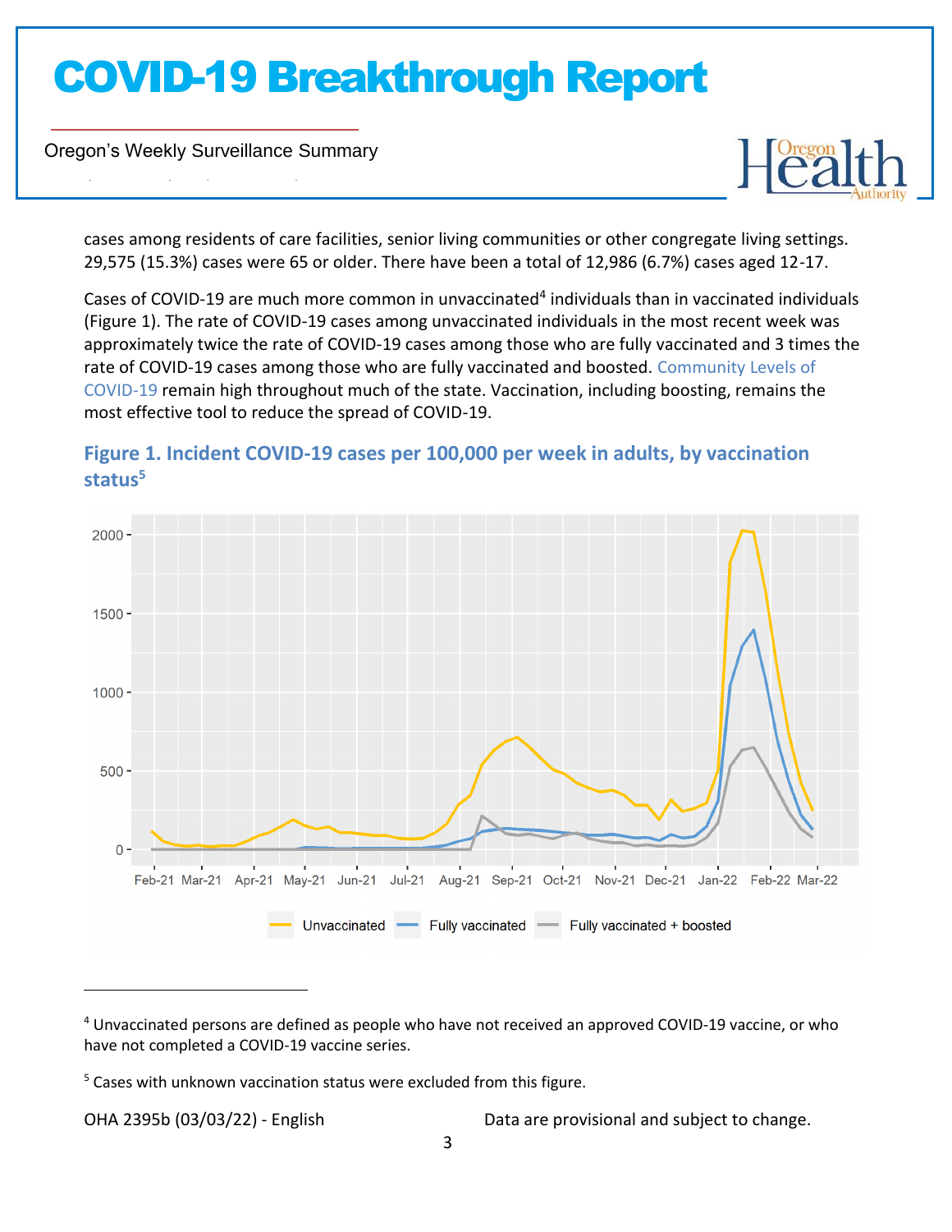cases among residents of care facilities, senior living communities or other congregate living settings. 29,575 (15.3%) cases were 65 or older. There have been a total of 12,986 (6.7%) cases aged 12-17.

Cases of COVID-19 are much more common in unvaccinated[4] individuals than in vaccinated individuals (Figure 1). The rate of COVID-19 cases among unvaccinated individuals in the most recent week was approximately twice the rate of COVID-19 cases among those who are fully vaccinated and 3 times the rate of COVID-19 cases among those who are fully vaccinated and boosted. Community Levels of COVID-19 remain high throughout much of the state. Vaccination, including boosting, remains the most effective tool to reduce the spread of COVID-19.

### Figure 1. Incident COVID-19 cases per 100,000 per week in adults, by vaccination status[5]

---

[4] Unvaccinated persons are defined as people who have not received an approved COVID-19 vaccine, or who have not completed a COVID-19 vaccine series.

[5] Cases with unknown vaccination status were excluded from this figure.

OHA 2395b (03/03/22) - English

Data are provisional and subject to change.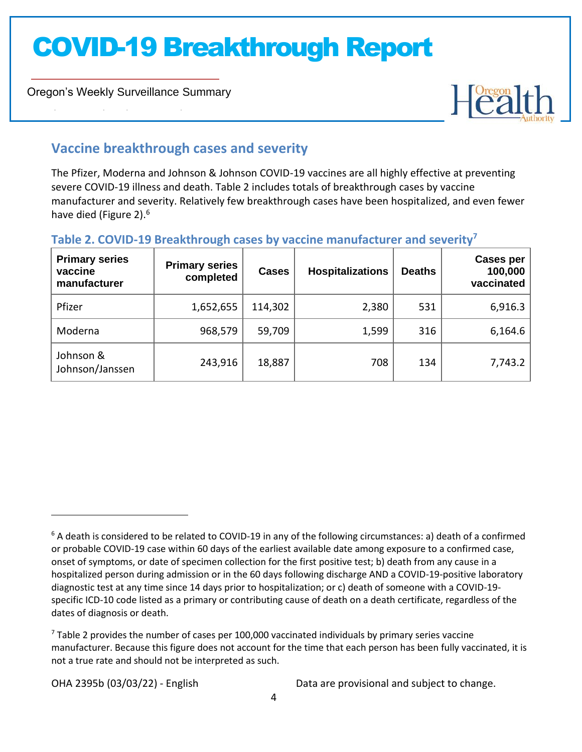## Vaccine breakthrough cases and severity

The Pfizer, Moderna and Johnson & Johnson COVID-19 vaccines are all highly effective at preventing severe COVID-19 illness and death. Table 2 includes totals of breakthrough cases by vaccine manufacturer and severity. Relatively few breakthrough cases have been hospitalized, and even fewer have died (Figure 2).[6]

### Table 2. COVID-19 Breakthrough cases by vaccine manufacturer and severity[7]

| Primary series vaccine manufacturer | Primary series completed | Cases | Hospitalizations | Deaths | Cases per 100,000 vaccinated |
|---|---:|---:|---:|---:|---:|
| Pfizer | 1,652,655 | 114,302 | 2,380 | 531 | 6,916.3 |
| Moderna | 968,579 | 59,709 | 1,599 | 316 | 6,164.6 |
| Johnson & Johnson/Janssen | 243,916 | 18,887 | 708 | 134 | 7,743.2 |

[6] A death is considered to be related to COVID-19 in any of the following circumstances: a) death of a confirmed or probable COVID-19 case within 60 days of the earliest available date among exposure to a confirmed case, onset of symptoms, or date of specimen collection for the first positive test; b) death from any cause in a hospitalized person during admission or in the 60 days following discharge AND a COVID-19-positive laboratory diagnostic test at any time since 14 days prior to hospitalization; or c) death of someone with a COVID-19-specific ICD-10 code listed as a primary or contributing cause of death on a death certificate, regardless of the dates of diagnosis or death.

[7] Table 2 provides the number of cases per 100,000 vaccinated individuals by primary series vaccine manufacturer. Because this figure does not account for the time that each person has been fully vaccinated, it is not a true rate and should not be interpreted as such.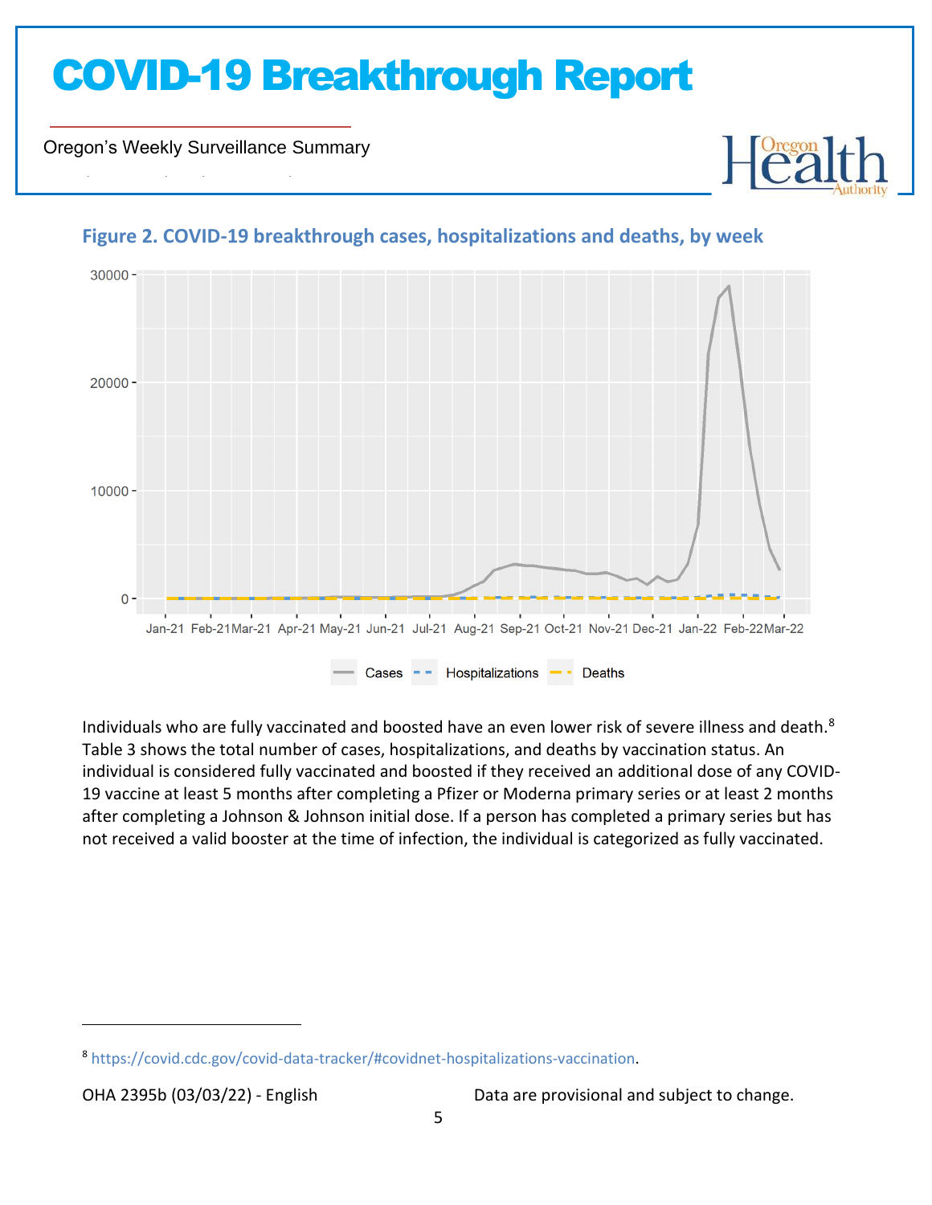## Figure 2. COVID-19 breakthrough cases, hospitalizations and deaths, by week

Individuals who are fully vaccinated and boosted have an even lower risk of severe illness and death.[8] Table 3 shows the total number of cases, hospitalizations, and deaths by vaccination status. An individual is considered fully vaccinated and boosted if they received an additional dose of any COVID-19 vaccine at least 5 months after completing a Pfizer or Moderna primary series or at least 2 months after completing a Johnson & Johnson initial dose. If a person has completed a primary series but has not received a valid booster at the time of infection, the individual is categorized as fully vaccinated.

---

[8] https://covid.cdc.gov/covid-data-tracker/#covidnet-hospitalizations-vaccination.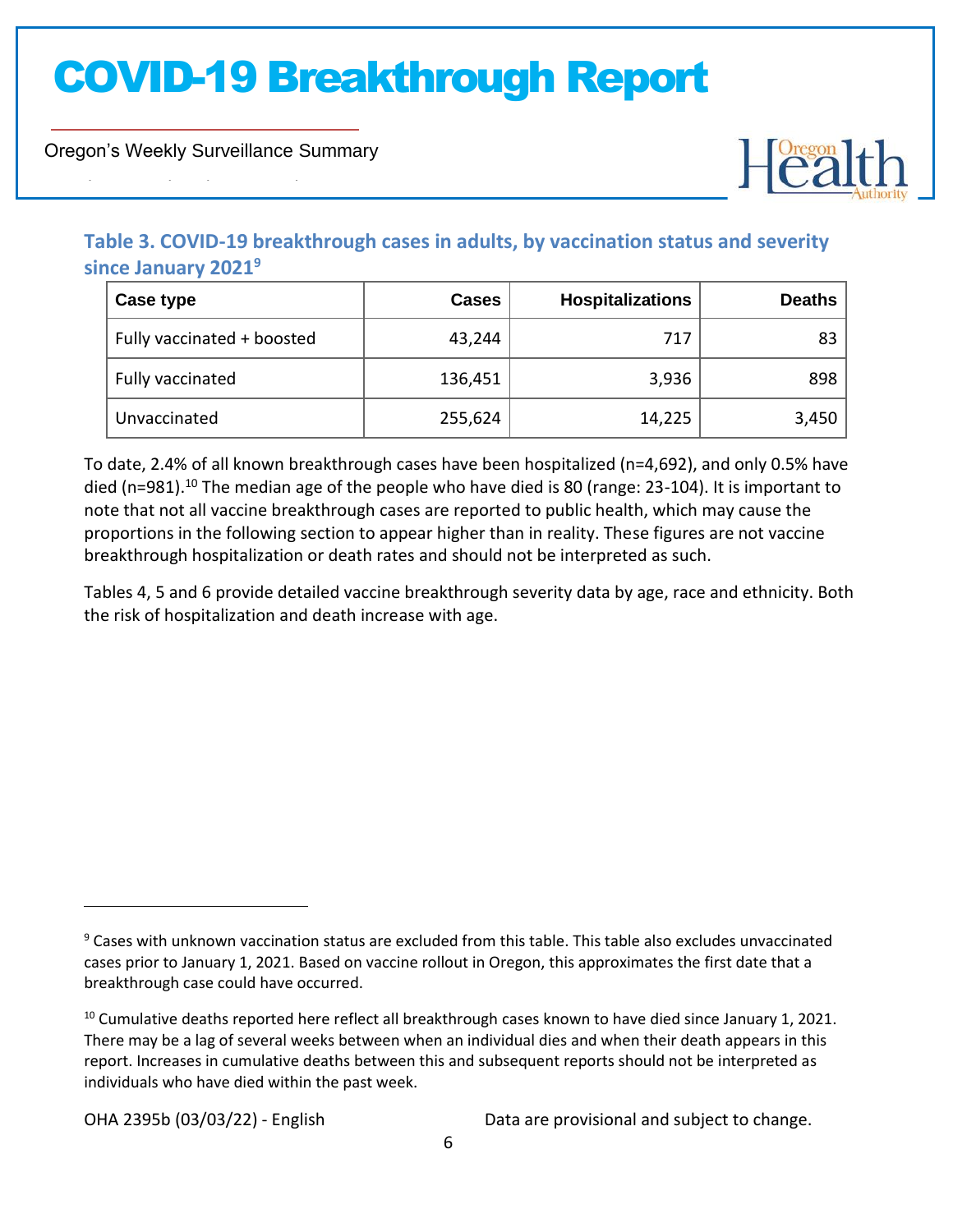### Table 3. COVID-19 breakthrough cases in adults, by vaccination status and severity since January 2021[9]

| Case type | Cases | Hospitalizations | Deaths |
|---|---|---|---|
| Fully vaccinated + boosted | 43,244 | 717 | 83 |
| Fully vaccinated | 136,451 | 3,936 | 898 |
| Unvaccinated | 255,624 | 14,225 | 3,450 |

To date, 2.4% of all known breakthrough cases have been hospitalized (n=4,692), and only 0.5% have died (n=981).[10] The median age of the people who have died is 80 (range: 23-104). It is important to note that not all vaccine breakthrough cases are reported to public health, which may cause the proportions in the following section to appear higher than in reality. These figures are not vaccine breakthrough hospitalization or death rates and should not be interpreted as such.

Tables 4, 5 and 6 provide detailed vaccine breakthrough severity data by age, race and ethnicity. Both the risk of hospitalization and death increase with age.

---

[9] Cases with unknown vaccination status are excluded from this table. This table also excludes unvaccinated cases prior to January 1, 2021. Based on vaccine rollout in Oregon, this approximates the first date that a breakthrough case could have occurred.

[10] Cumulative deaths reported here reflect all breakthrough cases known to have died since January 1, 2021. There may be a lag of several weeks between when an individual dies and when their death appears in this report. Increases in cumulative deaths between this and subsequent reports should not be interpreted as individuals who have died within the past week.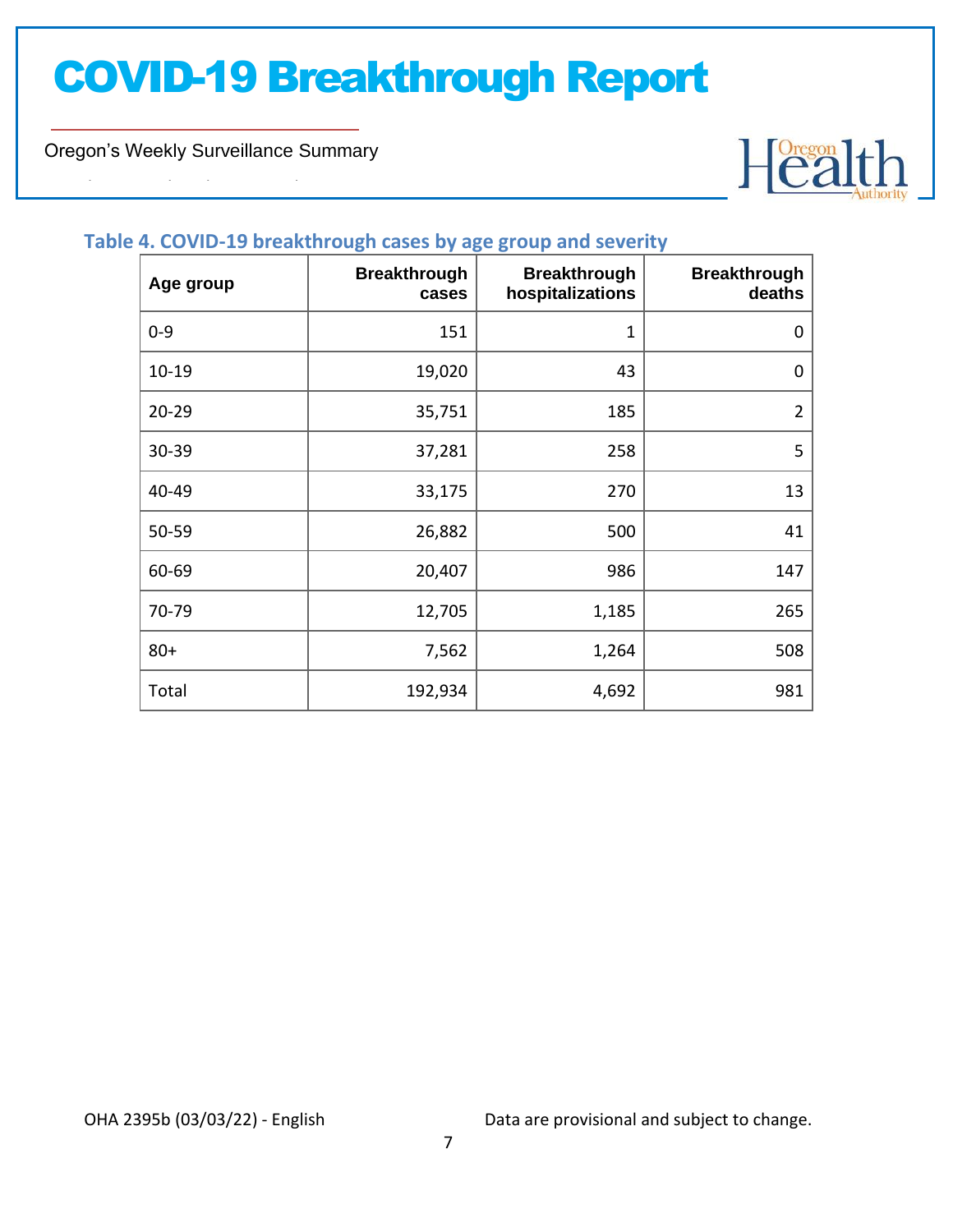# COVID-19 Breakthrough Report

Oregon's Weekly Surveillance Summary

### Table 4. COVID-19 breakthrough cases by age group and severity

| Age group | Breakthrough cases | Breakthrough hospitalizations | Breakthrough deaths |
|---|---|---|---|
| 0-9 | 151 | 1 | 0 |
| 10-19 | 19,020 | 43 | 0 |
| 20-29 | 35,751 | 185 | 2 |
| 30-39 | 37,281 | 258 | 5 |
| 40-49 | 33,175 | 270 | 13 |
| 50-59 | 26,882 | 500 | 41 |
| 60-69 | 20,407 | 986 | 147 |
| 70-79 | 12,705 | 1,185 | 265 |
| 80+ | 7,562 | 1,264 | 508 |
| Total | 192,934 | 4,692 | 981 |

OHA 2395b (03/03/22) - English

Data are provisional and subject to change.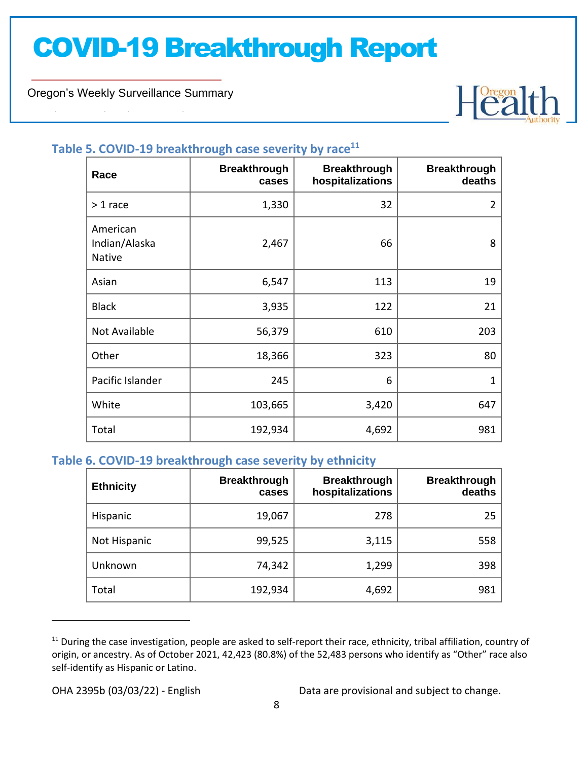### Table 5. COVID-19 breakthrough case severity by race[11]

| Race | Breakthrough cases | Breakthrough hospitalizations | Breakthrough deaths |
|---|---|---|---|
| > 1 race | 1,330 | 32 | 2 |
| American Indian/Alaska Native | 2,467 | 66 | 8 |
| Asian | 6,547 | 113 | 19 |
| Black | 3,935 | 122 | 21 |
| Not Available | 56,379 | 610 | 203 |
| Other | 18,366 | 323 | 80 |
| Pacific Islander | 245 | 6 | 1 |
| White | 103,665 | 3,420 | 647 |
| Total | 192,934 | 4,692 | 981 |

### Table 6. COVID-19 breakthrough case severity by ethnicity

| Ethnicity | Breakthrough cases | Breakthrough hospitalizations | Breakthrough deaths |
|---|---|---|---|
| Hispanic | 19,067 | 278 | 25 |
| Not Hispanic | 99,525 | 3,115 | 558 |
| Unknown | 74,342 | 1,299 | 398 |
| Total | 192,934 | 4,692 | 981 |

[11] During the case investigation, people are asked to self-report their race, ethnicity, tribal affiliation, country of origin, or ancestry. As of October 2021, 42,423 (80.8%) of the 52,483 persons who identify as "Other" race also self-identify as Hispanic or Latino.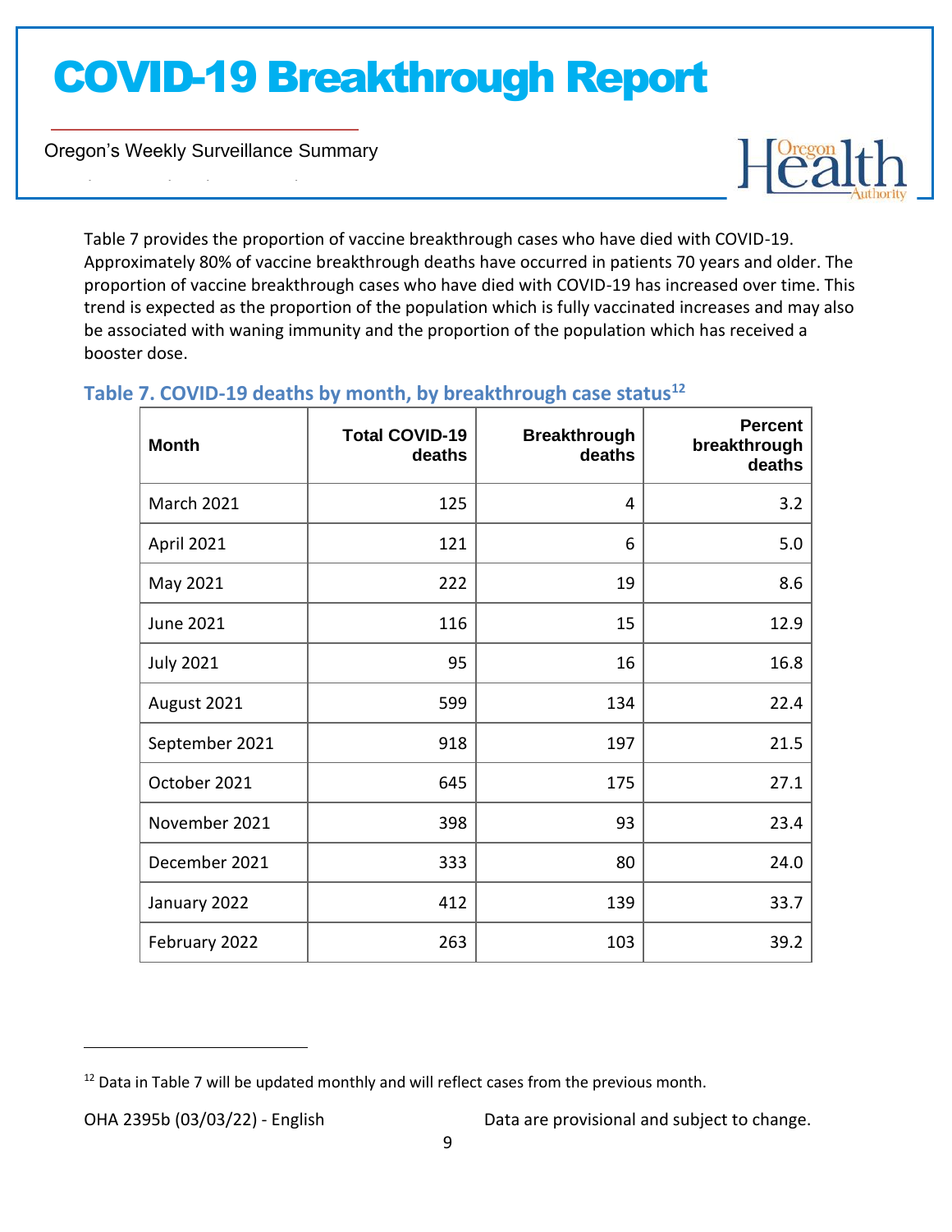Table 7 provides the proportion of vaccine breakthrough cases who have died with COVID-19. Approximately 80% of vaccine breakthrough deaths have occurred in patients 70 years and older. The proportion of vaccine breakthrough cases who have died with COVID-19 has increased over time. This trend is expected as the proportion of the population which is fully vaccinated increases and may also be associated with waning immunity and the proportion of the population which has received a booster dose.

### Table 7. COVID-19 deaths by month, by breakthrough case status[12]

| Month | Total COVID-19 deaths | Breakthrough deaths | Percent breakthrough deaths |
|---|---:|---:|---:|
| March 2021 | 125 | 4 | 3.2 |
| April 2021 | 121 | 6 | 5.0 |
| May 2021 | 222 | 19 | 8.6 |
| June 2021 | 116 | 15 | 12.9 |
| July 2021 | 95 | 16 | 16.8 |
| August 2021 | 599 | 134 | 22.4 |
| September 2021 | 918 | 197 | 21.5 |
| October 2021 | 645 | 175 | 27.1 |
| November 2021 | 398 | 93 | 23.4 |
| December 2021 | 333 | 80 | 24.0 |
| January 2022 | 412 | 139 | 33.7 |
| February 2022 | 263 | 103 | 39.2 |

[12] Data in Table 7 will be updated monthly and will reflect cases from the previous month.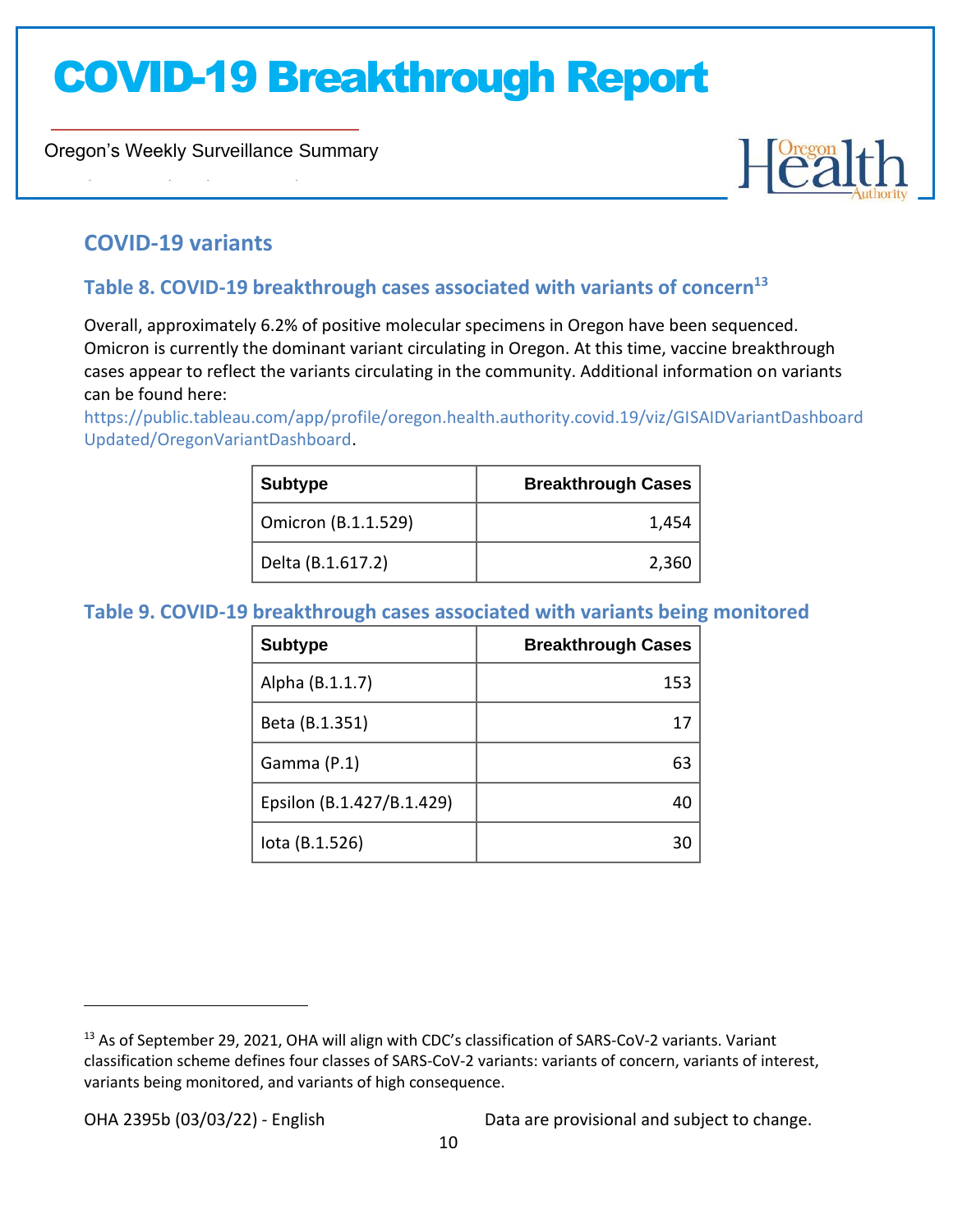## COVID-19 variants

### Table 8. COVID-19 breakthrough cases associated with variants of concern[13]

Overall, approximately 6.2% of positive molecular specimens in Oregon have been sequenced. Omicron is currently the dominant variant circulating in Oregon. At this time, vaccine breakthrough cases appear to reflect the variants circulating in the community. Additional information on variants can be found here: https://public.tableau.com/app/profile/oregon.health.authority.covid.19/viz/GISAIDVariantDashboardUpdated/OregonVariantDashboard.

| Subtype | Breakthrough Cases |
|---|---:|
| Omicron (B.1.1.529) | 1,454 |
| Delta (B.1.617.2) | 2,360 |

### Table 9. COVID-19 breakthrough cases associated with variants being monitored

| Subtype | Breakthrough Cases |
|---|---:|
| Alpha (B.1.1.7) | 153 |
| Beta (B.1.351) | 17 |
| Gamma (P.1) | 63 |
| Epsilon (B.1.427/B.1.429) | 40 |
| Iota (B.1.526) | 30 |

[13] As of September 29, 2021, OHA will align with CDC's classification of SARS-CoV-2 variants. Variant classification scheme defines four classes of SARS-CoV-2 variants: variants of concern, variants of interest, variants being monitored, and variants of high consequence.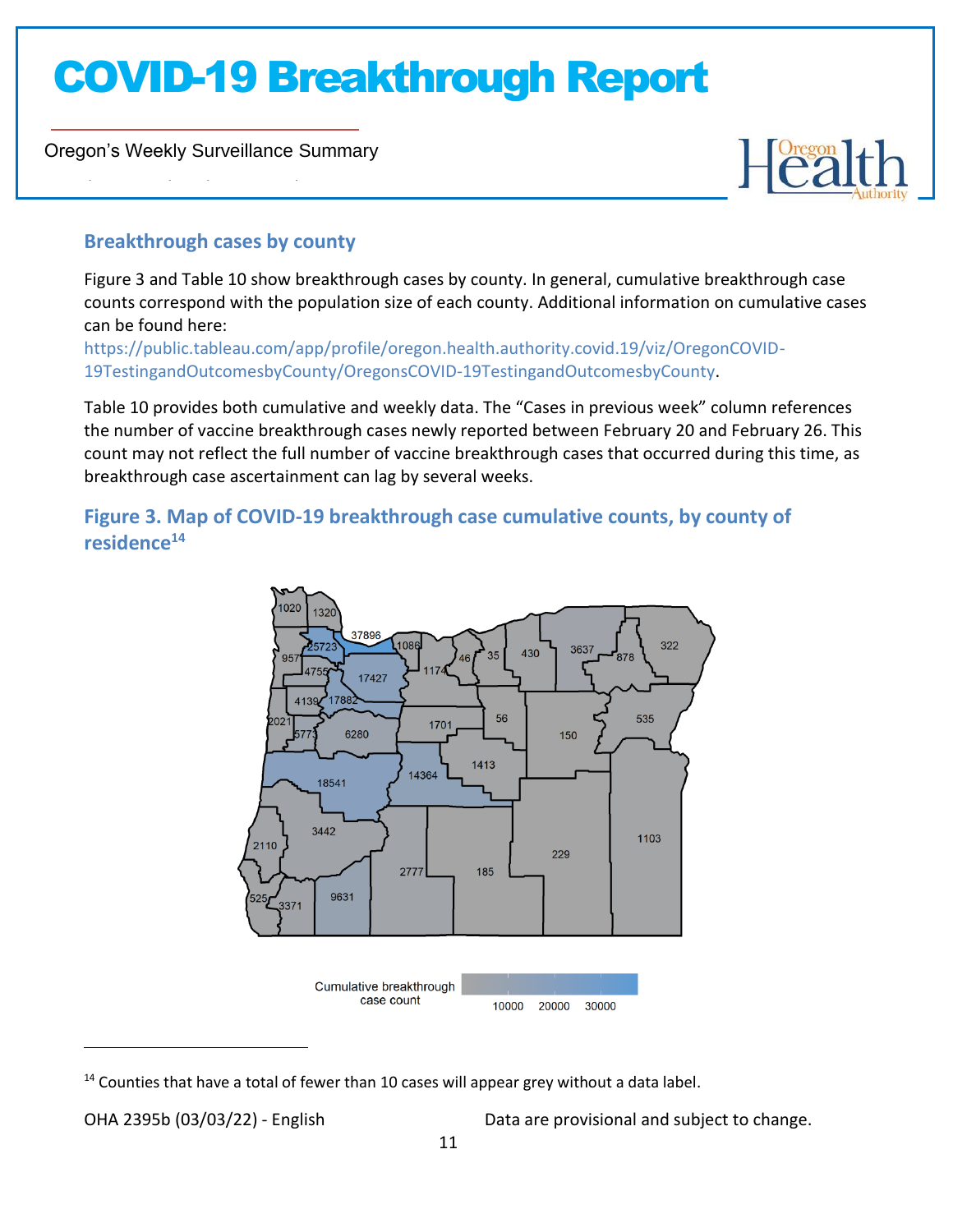## Breakthrough cases by county

Figure 3 and Table 10 show breakthrough cases by county. In general, cumulative breakthrough case counts correspond with the population size of each county. Additional information on cumulative cases can be found here: https://public.tableau.com/app/profile/oregon.health.authority.covid.19/viz/OregonCOVID-19TestingandOutcomesbyCounty/OregonsCOVID-19TestingandOutcomesbyCounty.

Table 10 provides both cumulative and weekly data. The "Cases in previous week" column references the number of vaccine breakthrough cases newly reported between February 20 and February 26. This count may not reflect the full number of vaccine breakthrough cases that occurred during this time, as breakthrough case ascertainment can lag by several weeks.

### Figure 3. Map of COVID-19 breakthrough case cumulative counts, by county of residence[14]

[14] Counties that have a total of fewer than 10 cases will appear grey without a data label.

OHA 2395b (03/03/22) - English

Data are provisional and subject to change.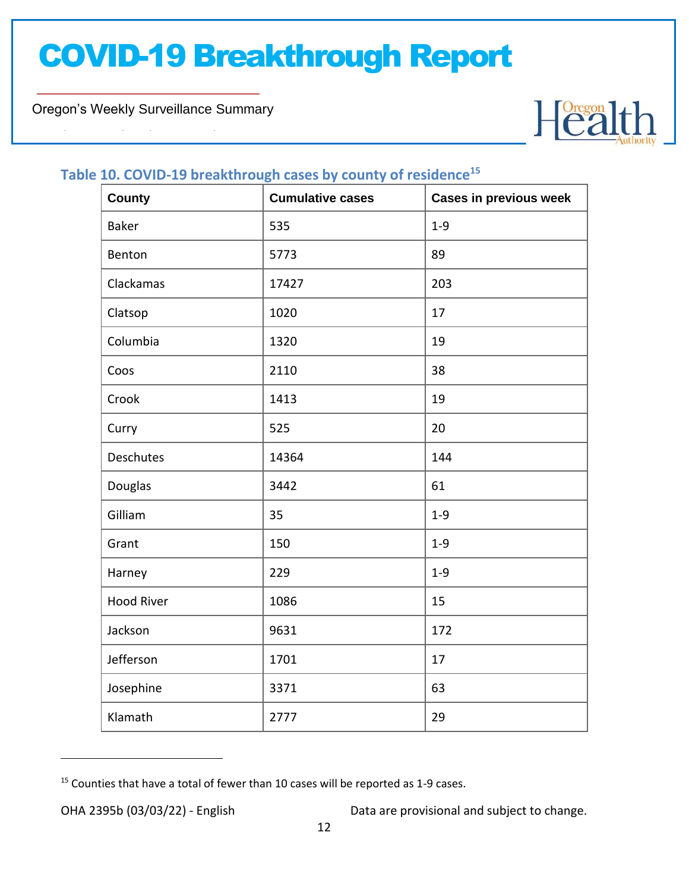# COVID-19 Breakthrough Report

Oregon's Weekly Surveillance Summary

### Table 10. COVID-19 breakthrough cases by county of residence[15]

| County | Cumulative cases | Cases in previous week |
|---|---|---|
| Baker | 535 | 1-9 |
| Benton | 5773 | 89 |
| Clackamas | 17427 | 203 |
| Clatsop | 1020 | 17 |
| Columbia | 1320 | 19 |
| Coos | 2110 | 38 |
| Crook | 1413 | 19 |
| Curry | 525 | 20 |
| Deschutes | 14364 | 144 |
| Douglas | 3442 | 61 |
| Gilliam | 35 | 1-9 |
| Grant | 150 | 1-9 |
| Harney | 229 | 1-9 |
| Hood River | 1086 | 15 |
| Jackson | 9631 | 172 |
| Jefferson | 1701 | 17 |
| Josephine | 3371 | 63 |
| Klamath | 2777 | 29 |

[15] Counties that have a total of fewer than 10 cases will be reported as 1-9 cases.

OHA 2395b (03/03/22) - English

Data are provisional and subject to change.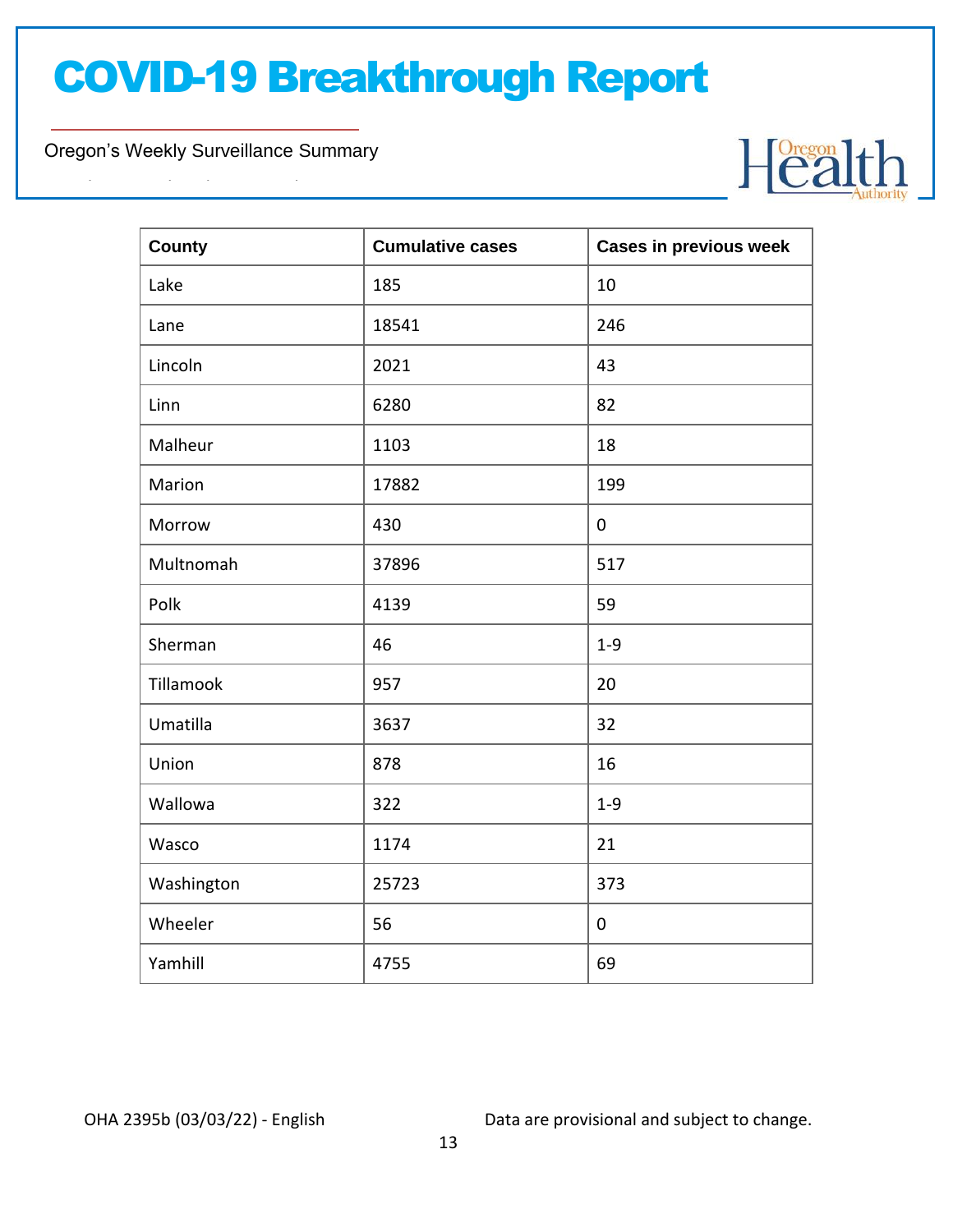| County | Cumulative cases | Cases in previous week |
|---|---|---|
| Lake | 185 | 10 |
| Lane | 18541 | 246 |
| Lincoln | 2021 | 43 |
| Linn | 6280 | 82 |
| Malheur | 1103 | 18 |
| Marion | 17882 | 199 |
| Morrow | 430 | 0 |
| Multnomah | 37896 | 517 |
| Polk | 4139 | 59 |
| Sherman | 46 | 1-9 |
| Tillamook | 957 | 20 |
| Umatilla | 3637 | 32 |
| Union | 878 | 16 |
| Wallowa | 322 | 1-9 |
| Wasco | 1174 | 21 |
| Washington | 25723 | 373 |
| Wheeler | 56 | 0 |
| Yamhill | 4755 | 69 |